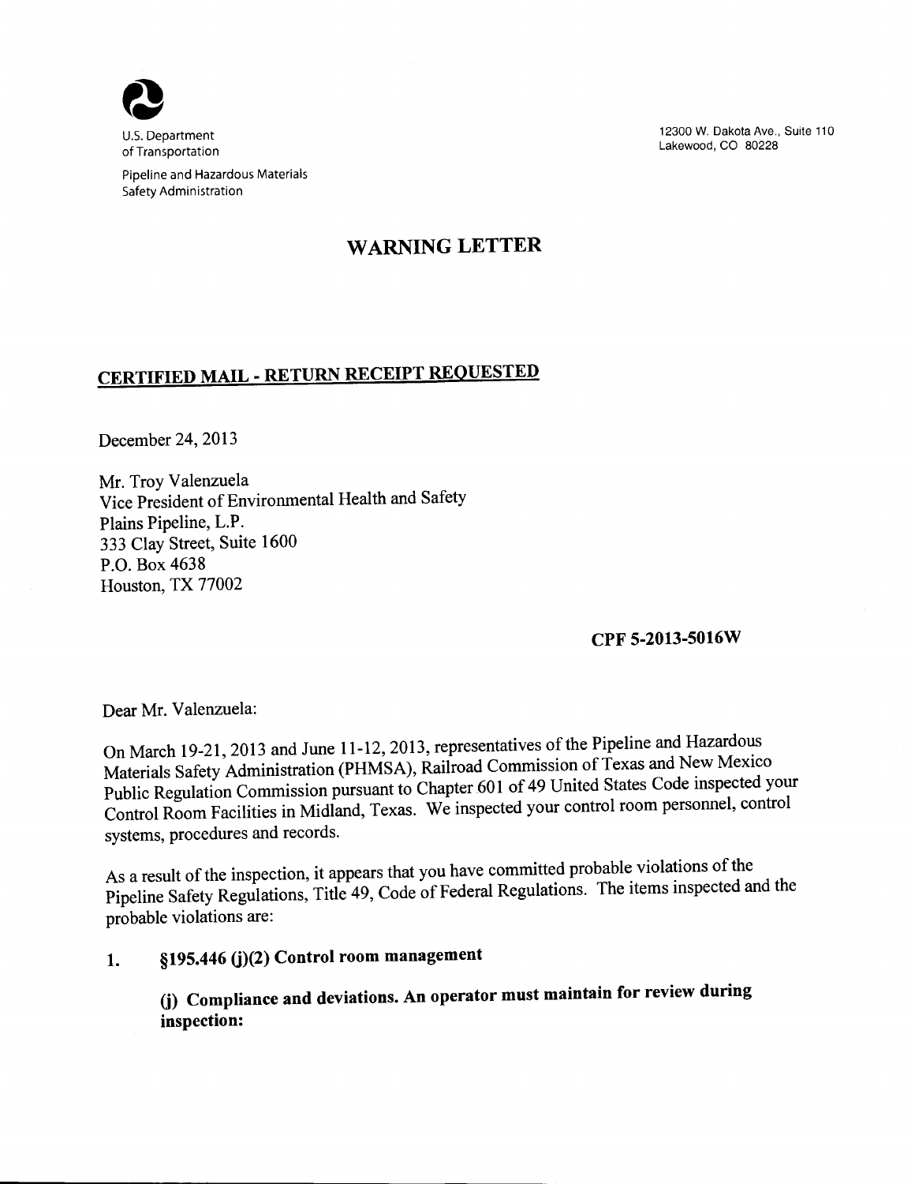U.S. Department of Transportation

Pipeline and Hazardous Materials Safety Administration

12300 W. Dakota Ave., Suite 110
Lakewood, CO 80228

# WARNING LETTER

## CERTIFIED MAIL - RETURN RECEIPT REQUESTED

December 24, 2013

Mr. Troy Valenzuela
Vice President of Environmental Health and Safety
Plains Pipeline, L.P.
333 Clay Street, Suite 1600
P.O. Box 4638
Houston, TX 77002

**CPF 5-2013-5016W**

Dear Mr. Valenzuela:

On March 19-21, 2013 and June 11-12, 2013, representatives of the Pipeline and Hazardous Materials Safety Administration (PHMSA), Railroad Commission of Texas and New Mexico Public Regulation Commission pursuant to Chapter 601 of 49 United States Code inspected your Control Room Facilities in Midland, Texas. We inspected your control room personnel, control systems, procedures and records.

As a result of the inspection, it appears that you have committed probable violations of the Pipeline Safety Regulations, Title 49, Code of Federal Regulations. The items inspected and the probable violations are:

1. **§195.446 (j)(2) Control room management**

   **(j) Compliance and deviations. An operator must maintain for review during inspection:**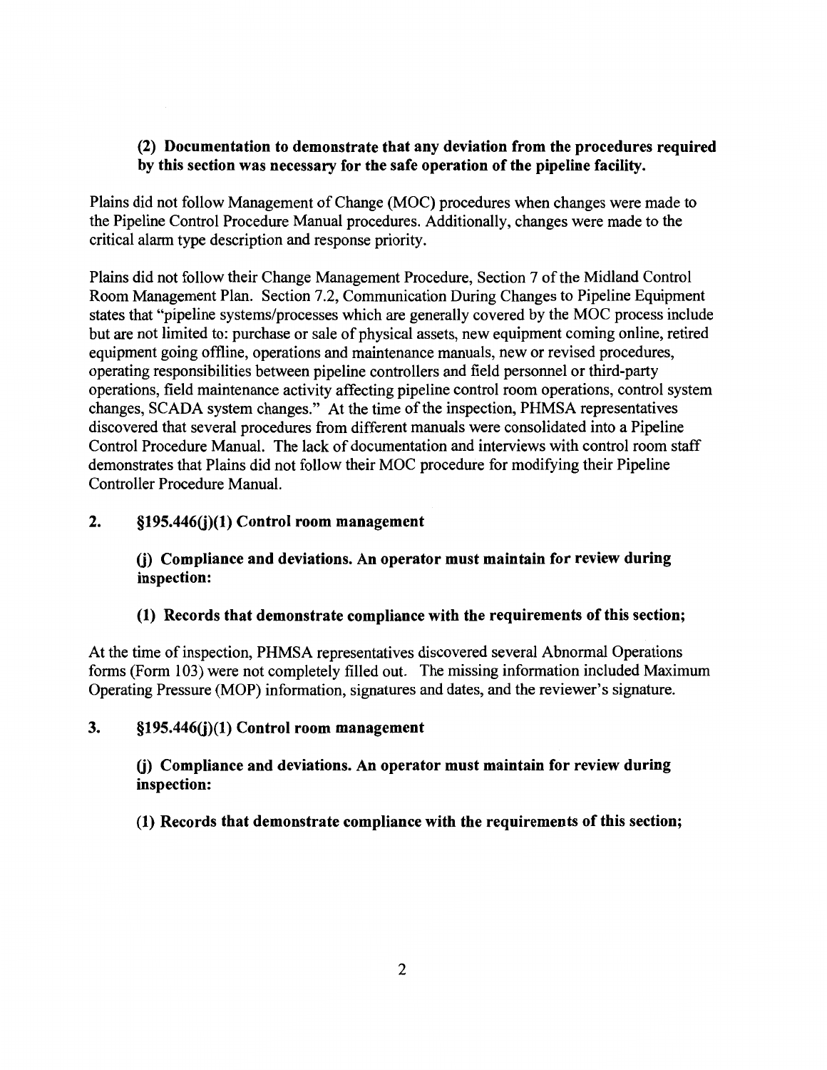**(2) Documentation to demonstrate that any deviation from the procedures required by this section was necessary for the safe operation of the pipeline facility.**

Plains did not follow Management of Change (MOC) procedures when changes were made to the Pipeline Control Procedure Manual procedures. Additionally, changes were made to the critical alarm type description and response priority.

Plains did not follow their Change Management Procedure, Section 7 of the Midland Control Room Management Plan. Section 7.2, Communication During Changes to Pipeline Equipment states that "pipeline systems/processes which are generally covered by the MOC process include but are not limited to: purchase or sale of physical assets, new equipment coming online, retired equipment going offline, operations and maintenance manuals, new or revised procedures, operating responsibilities between pipeline controllers and field personnel or third-party operations, field maintenance activity affecting pipeline control room operations, control system changes, SCADA system changes." At the time of the inspection, PHMSA representatives discovered that several procedures from different manuals were consolidated into a Pipeline Control Procedure Manual. The lack of documentation and interviews with control room staff demonstrates that Plains did not follow their MOC procedure for modifying their Pipeline Controller Procedure Manual.

**2. §195.446(j)(1) Control room management**

**(j) Compliance and deviations. An operator must maintain for review during inspection:**

**(1) Records that demonstrate compliance with the requirements of this section;**

At the time of inspection, PHMSA representatives discovered several Abnormal Operations forms (Form 103) were not completely filled out. The missing information included Maximum Operating Pressure (MOP) information, signatures and dates, and the reviewer's signature.

**3. §195.446(j)(1) Control room management**

**(j) Compliance and deviations. An operator must maintain for review during inspection:**

**(1) Records that demonstrate compliance with the requirements of this section;**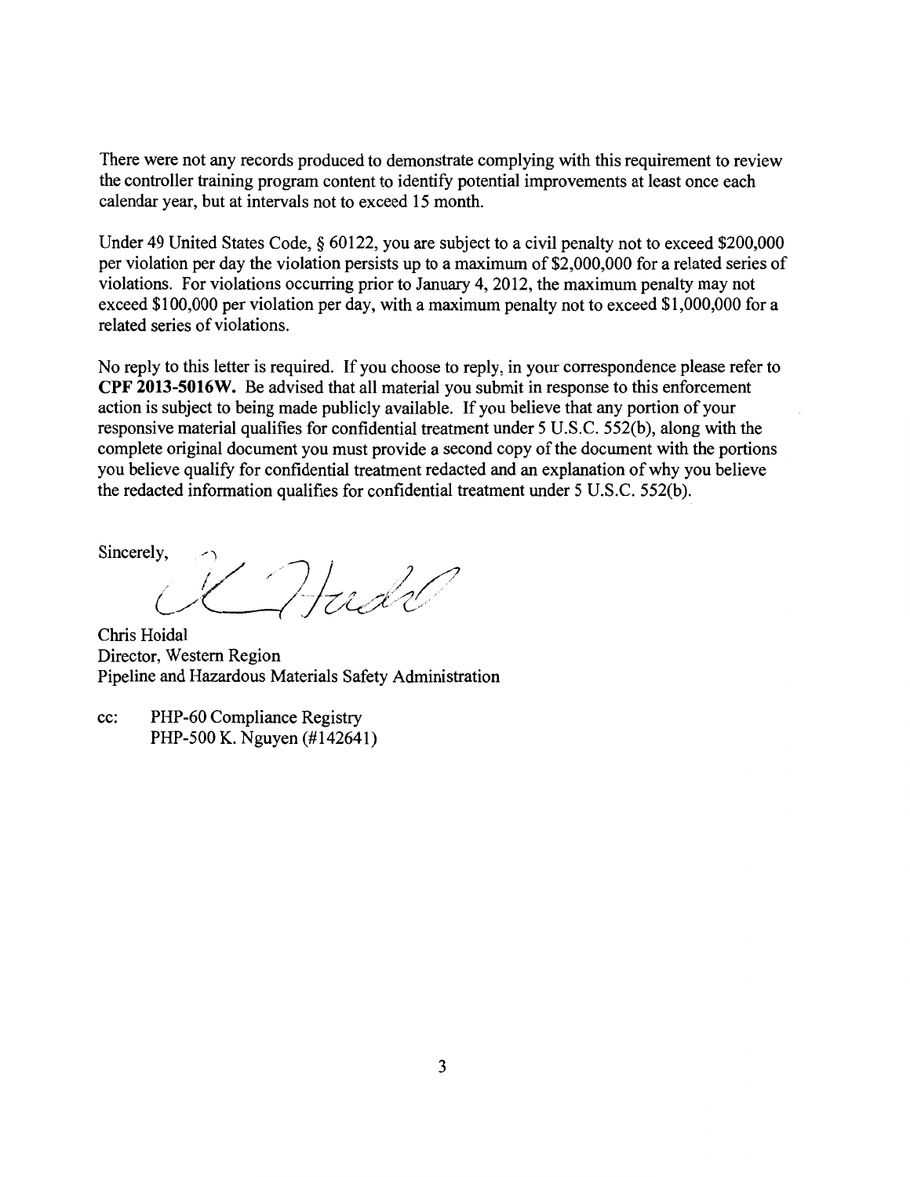There were not any records produced to demonstrate complying with this requirement to review the controller training program content to identify potential improvements at least once each calendar year, but at intervals not to exceed 15 month.

Under 49 United States Code, § 60122, you are subject to a civil penalty not to exceed $200,000 per violation per day the violation persists up to a maximum of $2,000,000 for a related series of violations. For violations occurring prior to January 4, 2012, the maximum penalty may not exceed $100,000 per violation per day, with a maximum penalty not to exceed $1,000,000 for a related series of violations.

No reply to this letter is required. If you choose to reply, in your correspondence please refer to **CPF 2013-5016W.** Be advised that all material you submit in response to this enforcement action is subject to being made publicly available. If you believe that any portion of your responsive material qualifies for confidential treatment under 5 U.S.C. 552(b), along with the complete original document you must provide a second copy of the document with the portions you believe qualify for confidential treatment redacted and an explanation of why you believe the redacted information qualifies for confidential treatment under 5 U.S.C. 552(b).

Sincerely,

Chris Hoidal
Director, Western Region
Pipeline and Hazardous Materials Safety Administration

cc: PHP-60 Compliance Registry
PHP-500 K. Nguyen (#142641)